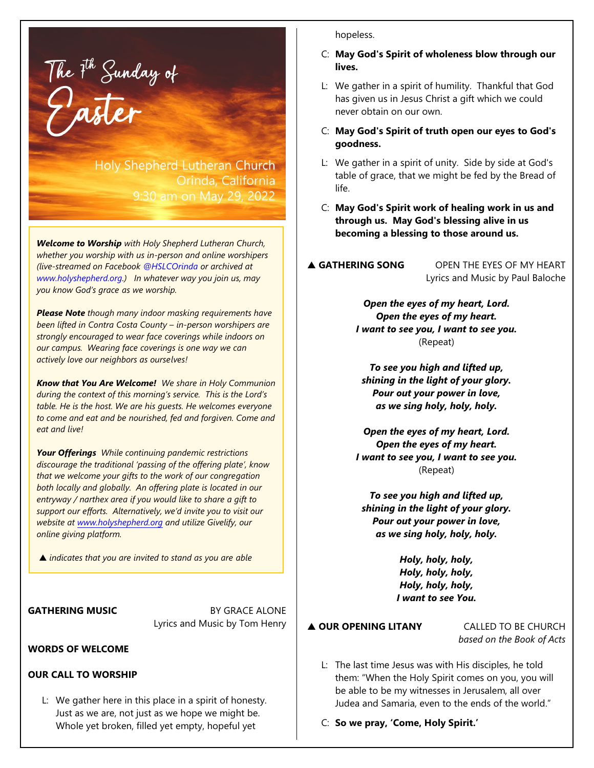# The 7th Sunday of Easter

Holy Shepherd Lutheran Church
Orinda, California
9:30 am on May 29, 2022

***Welcome to Worship*** *with Holy Shepherd Lutheran Church, whether you worship with us in-person and online worshipers (live-streamed on Facebook @HSLCOrinda or archived at www.holyshepherd.org.) In whatever way you join us, may you know God's grace as we worship.*

***Please Note*** *though many indoor masking requirements have been lifted in Contra Costa County – in-person worshipers are strongly encouraged to wear face coverings while indoors on our campus. Wearing face coverings is one way we can actively love our neighbors as ourselves!*

***Know that You Are Welcome!*** *We share in Holy Communion during the context of this morning's service. This is the Lord's table. He is the host. We are his guests. He welcomes everyone to come and eat and be nourished, fed and forgiven. Come and eat and live!*

***Your Offerings*** *While continuing pandemic restrictions discourage the traditional 'passing of the offering plate', know that we welcome your gifts to the work of our congregation both locally and globally. An offering plate is located in our entryway / narthex area if you would like to share a gift to support our efforts. Alternatively, we'd invite you to visit our website at www.holyshepherd.org and utilize Givelify, our online giving platform.*

▲ *indicates that you are invited to stand as you are able*

**GATHERING MUSIC** BY GRACE ALONE
Lyrics and Music by Tom Henry

**WORDS OF WELCOME**

**OUR CALL TO WORSHIP**

L: We gather here in this place in a spirit of honesty. Just as we are, not just as we hope we might be. Whole yet broken, filled yet empty, hopeful yet hopeless.

C: **May God's Spirit of wholeness blow through our lives.**

L: We gather in a spirit of humility. Thankful that God has given us in Jesus Christ a gift which we could never obtain on our own.

C: **May God's Spirit of truth open our eyes to God's goodness.**

L: We gather in a spirit of unity. Side by side at God's table of grace, that we might be fed by the Bread of life.

C: **May God's Spirit work of healing work in us and through us. May God's blessing alive in us becoming a blessing to those around us.**

▲ **GATHERING SONG** OPEN THE EYES OF MY HEART
Lyrics and Music by Paul Baloche

***Open the eyes of my heart, Lord.***
***Open the eyes of my heart.***
***I want to see you, I want to see you.***
(Repeat)

***To see you high and lifted up,***
***shining in the light of your glory.***
***Pour out your power in love,***
***as we sing holy, holy, holy.***

***Open the eyes of my heart, Lord.***
***Open the eyes of my heart.***
***I want to see you, I want to see you.***
(Repeat)

***To see you high and lifted up,***
***shining in the light of your glory.***
***Pour out your power in love,***
***as we sing holy, holy, holy.***

***Holy, holy, holy,***
***Holy, holy, holy,***
***Holy, holy, holy,***
***I want to see You.***

▲ **OUR OPENING LITANY** CALLED TO BE CHURCH
*based on the Book of Acts*

L: The last time Jesus was with His disciples, he told them: "When the Holy Spirit comes on you, you will be able to be my witnesses in Jerusalem, all over Judea and Samaria, even to the ends of the world."

C: **So we pray, 'Come, Holy Spirit.'**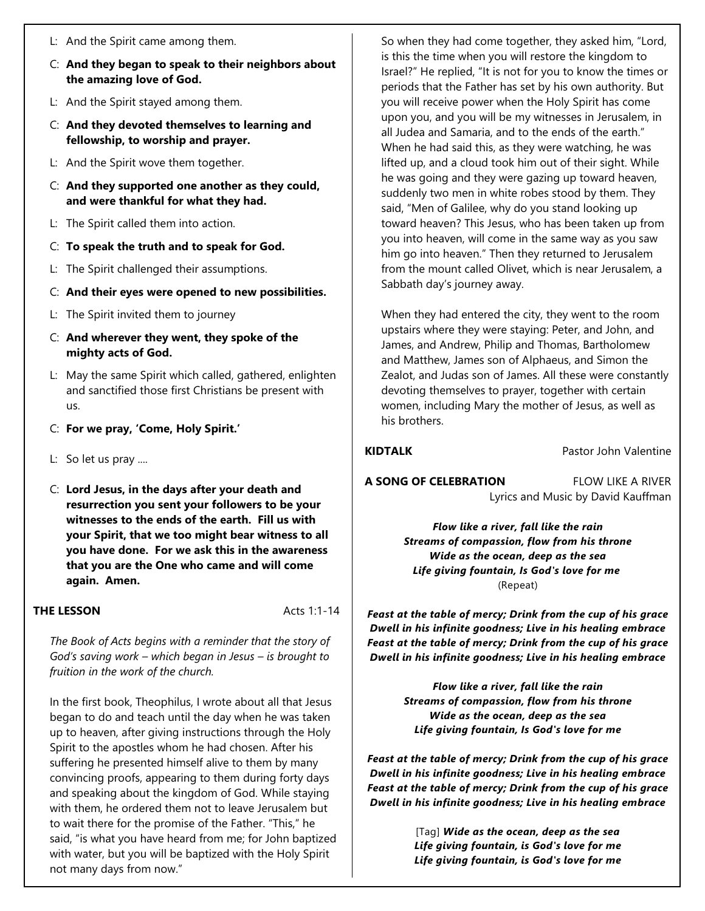L: And the Spirit came among them.

C: **And they began to speak to their neighbors about the amazing love of God.**

L: And the Spirit stayed among them.

C: **And they devoted themselves to learning and fellowship, to worship and prayer.**

L: And the Spirit wove them together.

C: **And they supported one another as they could, and were thankful for what they had.**

L: The Spirit called them into action.

C: **To speak the truth and to speak for God.**

L: The Spirit challenged their assumptions.

C: **And their eyes were opened to new possibilities.**

L: The Spirit invited them to journey

C: **And wherever they went, they spoke of the mighty acts of God.**

L: May the same Spirit which called, gathered, enlighten and sanctified those first Christians be present with us.

C: **For we pray, 'Come, Holy Spirit.'**

L: So let us pray ....

C: **Lord Jesus, in the days after your death and resurrection you sent your followers to be your witnesses to the ends of the earth. Fill us with your Spirit, that we too might bear witness to all you have done. For we ask this in the awareness that you are the One who came and will come again. Amen.**

**THE LESSON** Acts 1:1-14

*The Book of Acts begins with a reminder that the story of God's saving work – which began in Jesus – is brought to fruition in the work of the church.*

In the first book, Theophilus, I wrote about all that Jesus began to do and teach until the day when he was taken up to heaven, after giving instructions through the Holy Spirit to the apostles whom he had chosen. After his suffering he presented himself alive to them by many convincing proofs, appearing to them during forty days and speaking about the kingdom of God. While staying with them, he ordered them not to leave Jerusalem but to wait there for the promise of the Father. "This," he said, "is what you have heard from me; for John baptized with water, but you will be baptized with the Holy Spirit not many days from now."

So when they had come together, they asked him, "Lord, is this the time when you will restore the kingdom to Israel?" He replied, "It is not for you to know the times or periods that the Father has set by his own authority. But you will receive power when the Holy Spirit has come upon you, and you will be my witnesses in Jerusalem, in all Judea and Samaria, and to the ends of the earth." When he had said this, as they were watching, he was lifted up, and a cloud took him out of their sight. While he was going and they were gazing up toward heaven, suddenly two men in white robes stood by them. They said, "Men of Galilee, why do you stand looking up toward heaven? This Jesus, who has been taken up from you into heaven, will come in the same way as you saw him go into heaven." Then they returned to Jerusalem from the mount called Olivet, which is near Jerusalem, a Sabbath day's journey away.

When they had entered the city, they went to the room upstairs where they were staying: Peter, and John, and James, and Andrew, Philip and Thomas, Bartholomew and Matthew, James son of Alphaeus, and Simon the Zealot, and Judas son of James. All these were constantly devoting themselves to prayer, together with certain women, including Mary the mother of Jesus, as well as his brothers.

**KIDTALK** Pastor John Valentine

**A SONG OF CELEBRATION** FLOW LIKE A RIVER
Lyrics and Music by David Kauffman

***Flow like a river, fall like the rain***
***Streams of compassion, flow from his throne***
***Wide as the ocean, deep as the sea***
***Life giving fountain, Is God's love for me***
(Repeat)

***Feast at the table of mercy; Drink from the cup of his grace***
***Dwell in his infinite goodness; Live in his healing embrace***
***Feast at the table of mercy; Drink from the cup of his grace***
***Dwell in his infinite goodness; Live in his healing embrace***

***Flow like a river, fall like the rain***
***Streams of compassion, flow from his throne***
***Wide as the ocean, deep as the sea***
***Life giving fountain, Is God's love for me***

***Feast at the table of mercy; Drink from the cup of his grace***
***Dwell in his infinite goodness; Live in his healing embrace***
***Feast at the table of mercy; Drink from the cup of his grace***
***Dwell in his infinite goodness; Live in his healing embrace***

[Tag] ***Wide as the ocean, deep as the sea***
***Life giving fountain, is God's love for me***
***Life giving fountain, is God's love for me***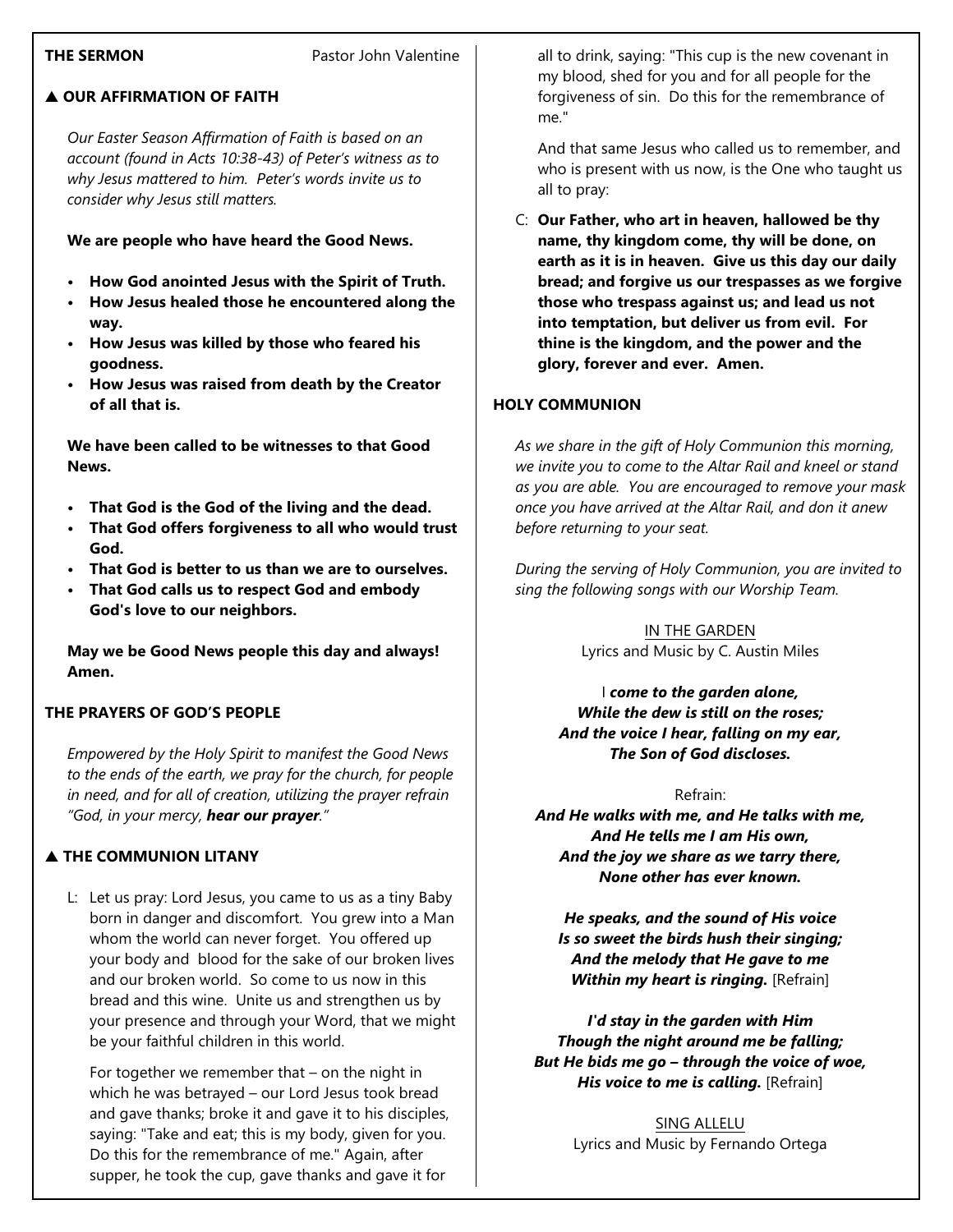**THE SERMON** Pastor John Valentine

**▲ OUR AFFIRMATION OF FAITH**

*Our Easter Season Affirmation of Faith is based on an account (found in Acts 10:38-43) of Peter's witness as to why Jesus mattered to him. Peter's words invite us to consider why Jesus still matters.*

**We are people who have heard the Good News.**

- **How God anointed Jesus with the Spirit of Truth.**
- **How Jesus healed those he encountered along the way.**
- **How Jesus was killed by those who feared his goodness.**
- **How Jesus was raised from death by the Creator of all that is.**

**We have been called to be witnesses to that Good News.**

- **That God is the God of the living and the dead.**
- **That God offers forgiveness to all who would trust God.**
- **That God is better to us than we are to ourselves.**
- **That God calls us to respect God and embody God's love to our neighbors.**

**May we be Good News people this day and always! Amen.**

**THE PRAYERS OF GOD'S PEOPLE**

*Empowered by the Holy Spirit to manifest the Good News to the ends of the earth, we pray for the church, for people in need, and for all of creation, utilizing the prayer refrain "God, in your mercy, **hear our prayer**."*

**▲ THE COMMUNION LITANY**

L: Let us pray: Lord Jesus, you came to us as a tiny Baby born in danger and discomfort. You grew into a Man whom the world can never forget. You offered up your body and blood for the sake of our broken lives and our broken world. So come to us now in this bread and this wine. Unite us and strengthen us by your presence and through your Word, that we might be your faithful children in this world.

For together we remember that – on the night in which he was betrayed – our Lord Jesus took bread and gave thanks; broke it and gave it to his disciples, saying: "Take and eat; this is my body, given for you. Do this for the remembrance of me." Again, after supper, he took the cup, gave thanks and gave it for all to drink, saying: "This cup is the new covenant in my blood, shed for you and for all people for the forgiveness of sin. Do this for the remembrance of me."

And that same Jesus who called us to remember, and who is present with us now, is the One who taught us all to pray:

C: **Our Father, who art in heaven, hallowed be thy name, thy kingdom come, thy will be done, on earth as it is in heaven. Give us this day our daily bread; and forgive us our trespasses as we forgive those who trespass against us; and lead us not into temptation, but deliver us from evil. For thine is the kingdom, and the power and the glory, forever and ever. Amen.**

**HOLY COMMUNION**

*As we share in the gift of Holy Communion this morning, we invite you to come to the Altar Rail and kneel or stand as you are able. You are encouraged to remove your mask once you have arrived at the Altar Rail, and don it anew before returning to your seat.*

*During the serving of Holy Communion, you are invited to sing the following songs with our Worship Team.*

IN THE GARDEN
Lyrics and Music by C. Austin Miles

I ***come to the garden alone,***
***While the dew is still on the roses;***
***And the voice I hear, falling on my ear,***
***The Son of God discloses.***

Refrain:
***And He walks with me, and He talks with me,***
***And He tells me I am His own,***
***And the joy we share as we tarry there,***
***None other has ever known.***

***He speaks, and the sound of His voice***
***Is so sweet the birds hush their singing;***
***And the melody that He gave to me***
***Within my heart is ringing.*** [Refrain]

***I'd stay in the garden with Him***
***Though the night around me be falling;***
***But He bids me go – through the voice of woe,***
***His voice to me is calling.*** [Refrain]

SING ALLELU
Lyrics and Music by Fernando Ortega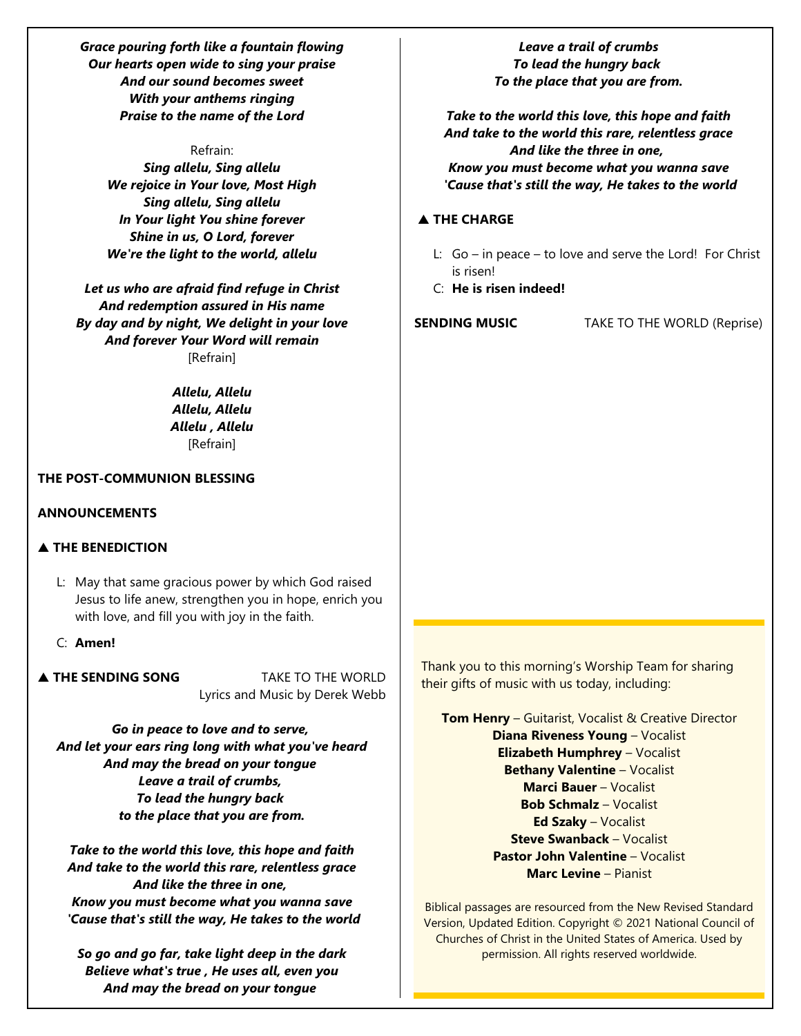***Grace pouring forth like a fountain flowing***
***Our hearts open wide to sing your praise***
***And our sound becomes sweet***
***With your anthems ringing***
***Praise to the name of the Lord***

Refrain:
***Sing allelu, Sing allelu***
***We rejoice in Your love, Most High***
***Sing allelu, Sing allelu***
***In Your light You shine forever***
***Shine in us, O Lord, forever***
***We're the light to the world, allelu***

***Let us who are afraid find refuge in Christ***
***And redemption assured in His name***
***By day and by night, We delight in your love***
***And forever Your Word will remain***
[Refrain]

***Allelu, Allelu***
***Allelu, Allelu***
***Allelu , Allelu***
[Refrain]

**THE POST-COMMUNION BLESSING**

**ANNOUNCEMENTS**

**▲ THE BENEDICTION**

L: May that same gracious power by which God raised Jesus to life anew, strengthen you in hope, enrich you with love, and fill you with joy in the faith.

C: **Amen!**

**▲ THE SENDING SONG** TAKE TO THE WORLD
Lyrics and Music by Derek Webb

***Go in peace to love and to serve,***
***And let your ears ring long with what you've heard***
***And may the bread on your tongue***
***Leave a trail of crumbs,***
***To lead the hungry back***
***to the place that you are from.***

***Take to the world this love, this hope and faith***
***And take to the world this rare, relentless grace***
***And like the three in one,***
***Know you must become what you wanna save***
***'Cause that's still the way, He takes to the world***

***So go and go far, take light deep in the dark***
***Believe what's true , He uses all, even you***
***And may the bread on your tongue***
***Leave a trail of crumbs***
***To lead the hungry back***
***To the place that you are from.***

***Take to the world this love, this hope and faith***
***And take to the world this rare, relentless grace***
***And like the three in one,***
***Know you must become what you wanna save***
***'Cause that's still the way, He takes to the world***

**▲ THE CHARGE**

L: Go – in peace – to love and serve the Lord! For Christ is risen!

C: **He is risen indeed!**

**SENDING MUSIC** TAKE TO THE WORLD (Reprise)

Thank you to this morning's Worship Team for sharing their gifts of music with us today, including:

**Tom Henry** – Guitarist, Vocalist & Creative Director
**Diana Riveness Young** – Vocalist
**Elizabeth Humphrey** – Vocalist
**Bethany Valentine** – Vocalist
**Marci Bauer** – Vocalist
**Bob Schmalz** – Vocalist
**Ed Szaky** – Vocalist
**Steve Swanback** – Vocalist
**Pastor John Valentine** – Vocalist
**Marc Levine** – Pianist

Biblical passages are resourced from the New Revised Standard Version, Updated Edition. Copyright © 2021 National Council of Churches of Christ in the United States of America. Used by permission. All rights reserved worldwide.